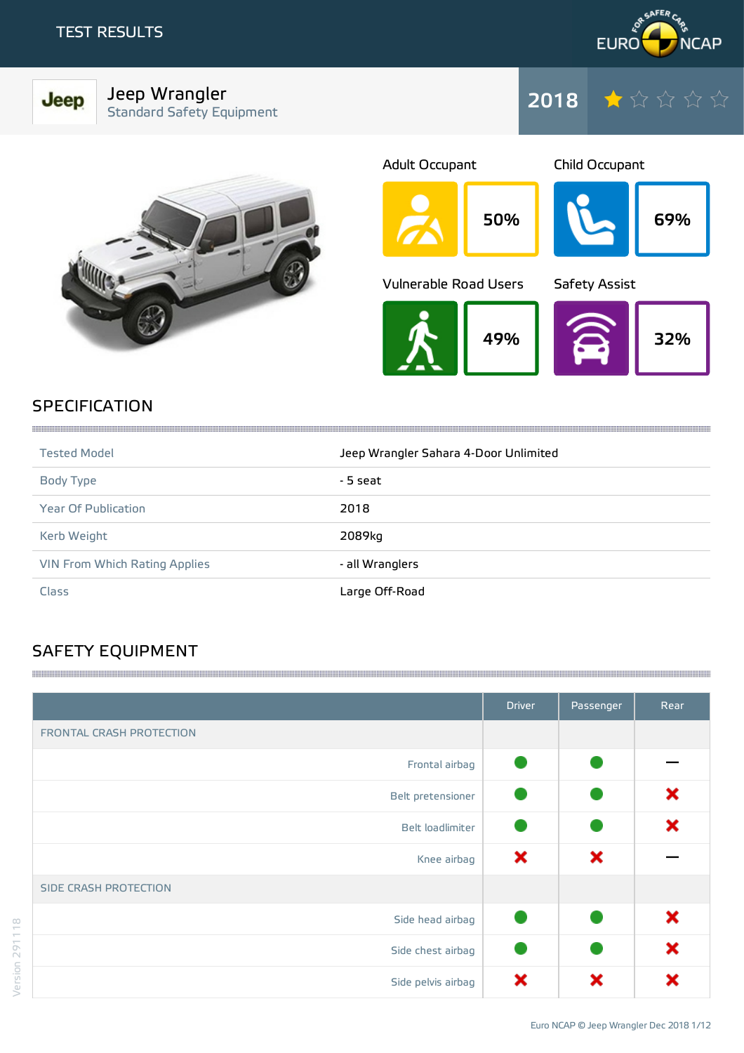# TEST RESULTS

EURO NCAP

## Jeep Wrangler

Standard Safety Equipment

**2018** ★☆☆☆☆

| Adult Occupant | Child Occupant | Vulnerable Road Users | Safety Assist |
|---|---|---|---|
| 50% | 69% | 49% | 32% |

## SPECIFICATION

| | |
|---|---|
| Tested Model | Jeep Wrangler Sahara 4-Door Unlimited |
| Body Type | - 5 seat |
| Year Of Publication | 2018 |
| Kerb Weight | 2089kg |
| VIN From Which Rating Applies | - all Wranglers |
| Class | Large Off-Road |

## SAFETY EQUIPMENT

| | Driver | Passenger | Rear |
|---|---|---|---|
| FRONTAL CRASH PROTECTION | | | |
| Frontal airbag | ● | ● | — |
| Belt pretensioner | ● | ● | ✖ |
| Belt loadlimiter | ● | ● | ✖ |
| Knee airbag | ✖ | ✖ | — |
| SIDE CRASH PROTECTION | | | |
| Side head airbag | ● | ● | ✖ |
| Side chest airbag | ● | ● | ✖ |
| Side pelvis airbag | ✖ | ✖ | ✖ |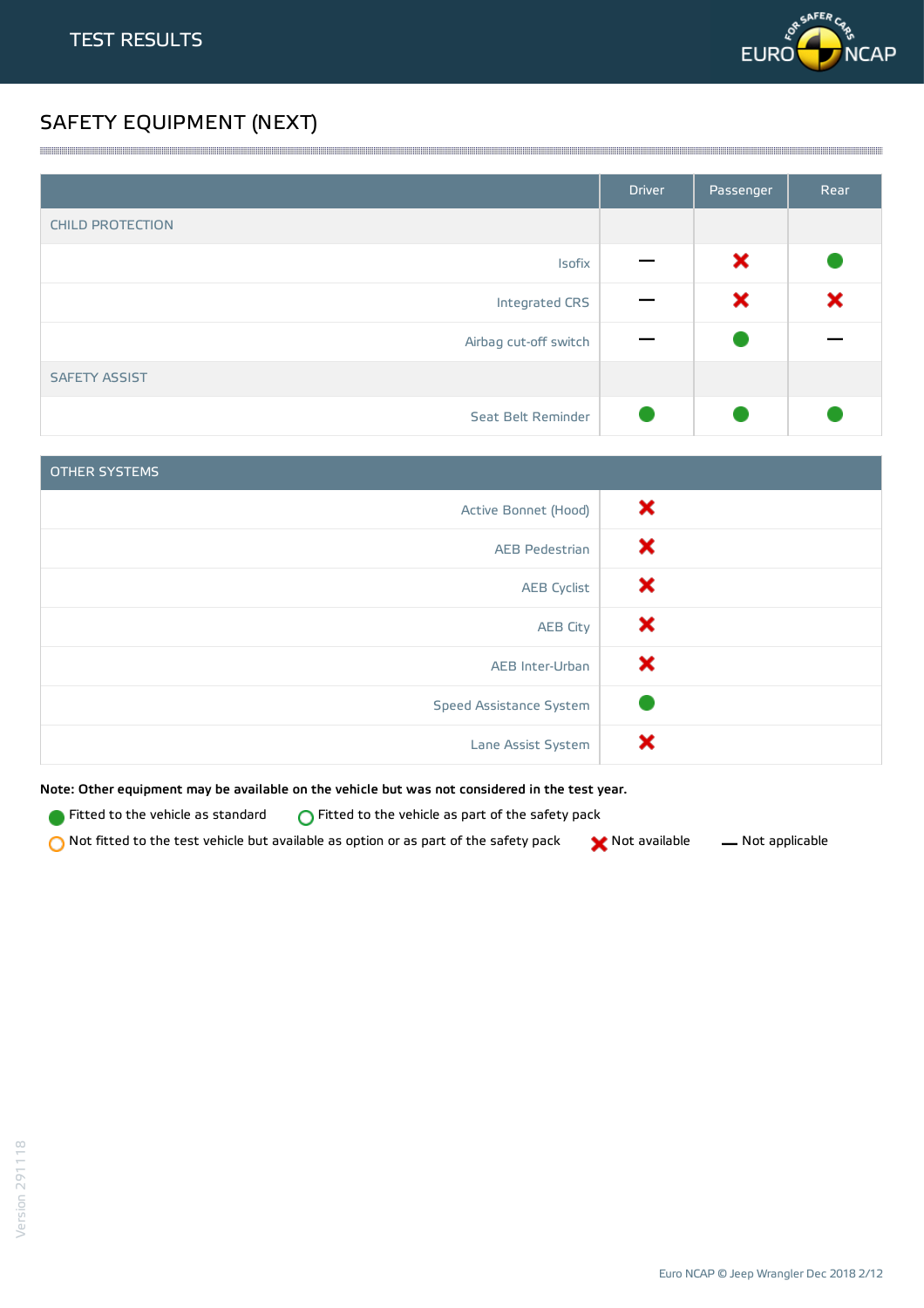## TEST RESULTS

## SAFETY EQUIPMENT (NEXT)

| | Driver | Passenger | Rear |
|---|---|---|---|
| **CHILD PROTECTION** | | | |
| Isofix | — | ✖ | ● |
| Integrated CRS | — | ✖ | ✖ |
| Airbag cut-off switch | — | ● | — |
| **SAFETY ASSIST** | | | |
| Seat Belt Reminder | ● | ● | ● |

| OTHER SYSTEMS | |
|---|---|
| Active Bonnet (Hood) | ✖ |
| AEB Pedestrian | ✖ |
| AEB Cyclist | ✖ |
| AEB City | ✖ |
| AEB Inter-Urban | ✖ |
| Speed Assistance System | ● |
| Lane Assist System | ✖ |

**Note: Other equipment may be available on the vehicle but was not considered in the test year.**

● Fitted to the vehicle as standard  ○ Fitted to the vehicle as part of the safety pack

○ Not fitted to the test vehicle but available as option or as part of the safety pack  ✖ Not available  — Not applicable

Version 291118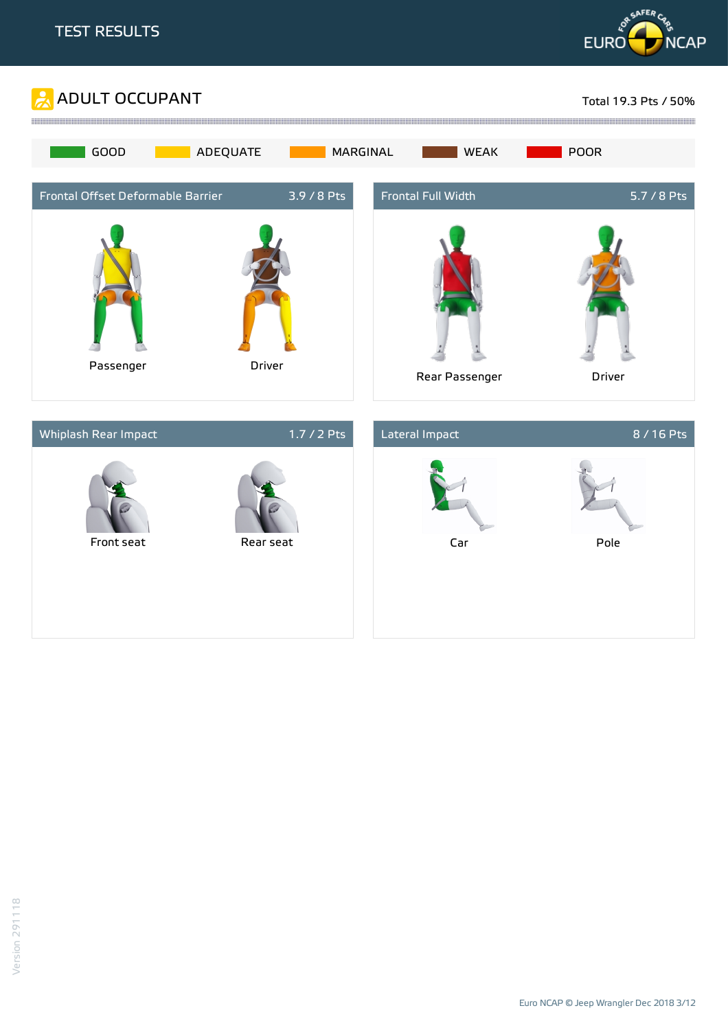# TEST RESULTS

## ADULT OCCUPANT

Total 19.3 Pts / 50%

GOOD | ADEQUATE | MARGINAL | WEAK | POOR

### Frontal Offset Deformable Barrier — 3.9 / 8 Pts

Passenger

Driver

### Frontal Full Width — 5.7 / 8 Pts

Rear Passenger

Driver

### Whiplash Rear Impact — 1.7 / 2 Pts

Front seat

Rear seat

### Lateral Impact — 8 / 16 Pts

Car

Pole

Version 291118

Euro NCAP © Jeep Wrangler Dec 2018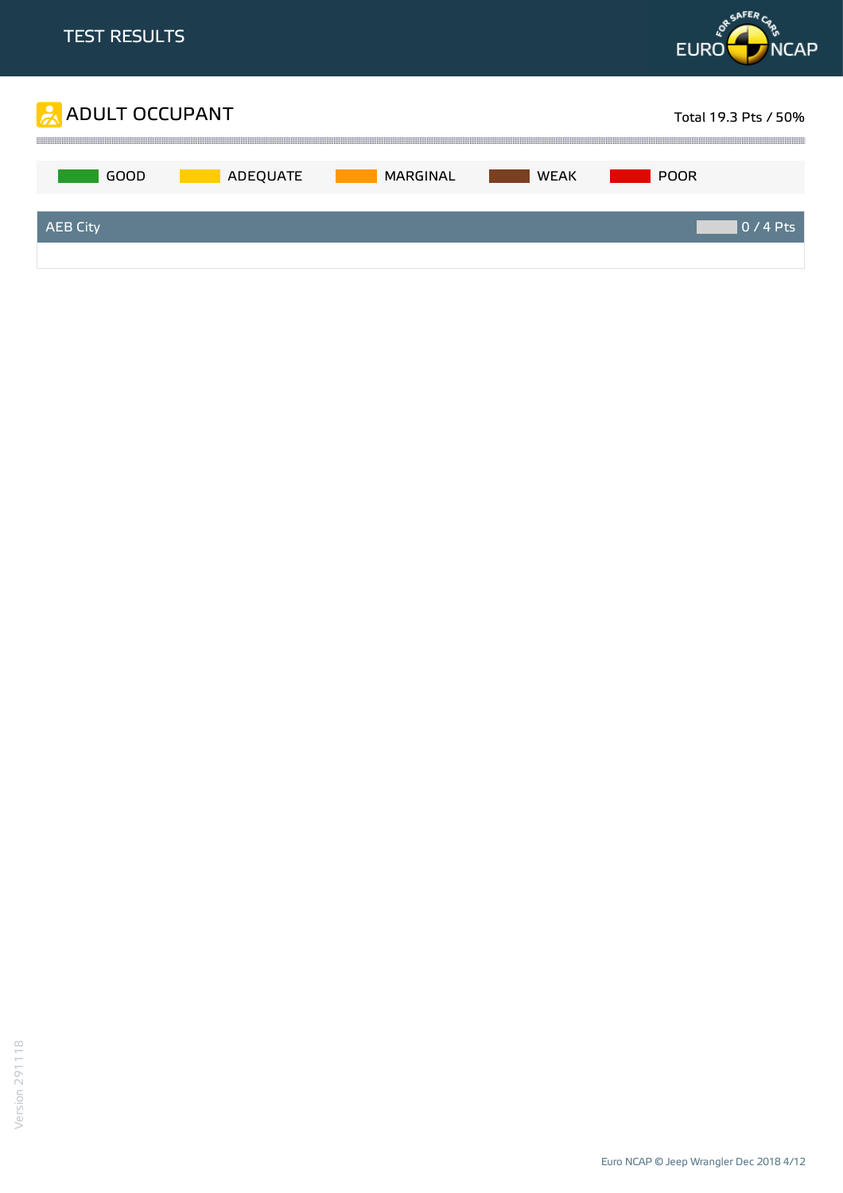# TEST RESULTS

## ADULT OCCUPANT

Total 19.3 Pts / 50%

GOOD | ADEQUATE | MARGINAL | WEAK | POOR

| AEB City | 0 / 4 Pts |
|---|---|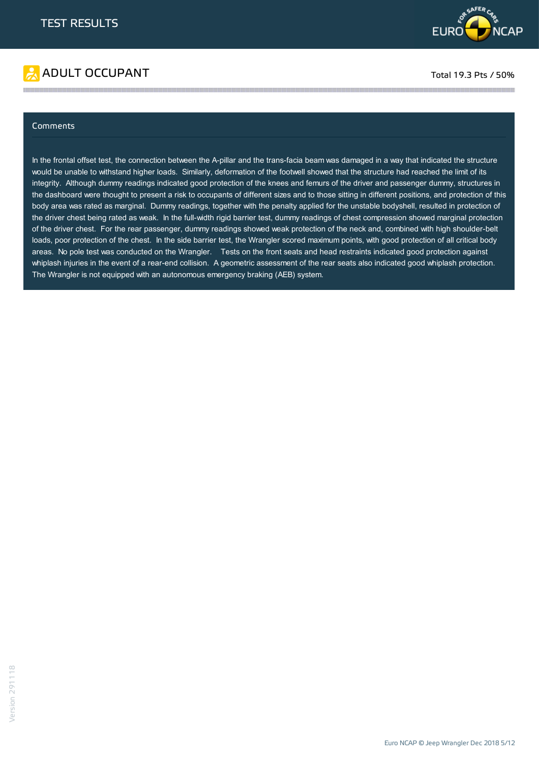# TEST RESULTS

## ADULT OCCUPANT

Total 19.3 Pts / 50%

### Comments

In the frontal offset test, the connection between the A-pillar and the trans-facia beam was damaged in a way that indicated the structure would be unable to withstand higher loads. Similarly, deformation of the footwell showed that the structure had reached the limit of its integrity. Although dummy readings indicated good protection of the knees and femurs of the driver and passenger dummy, structures in the dashboard were thought to present a risk to occupants of different sizes and to those sitting in different positions, and protection of this body area was rated as marginal. Dummy readings, together with the penalty applied for the unstable bodyshell, resulted in protection of the driver chest being rated as weak. In the full-width rigid barrier test, dummy readings of chest compression showed marginal protection of the driver chest. For the rear passenger, dummy readings showed weak protection of the neck and, combined with high shoulder-belt loads, poor protection of the chest. In the side barrier test, the Wrangler scored maximum points, with good protection of all critical body areas. No pole test was conducted on the Wrangler. Tests on the front seats and head restraints indicated good protection against whiplash injuries in the event of a rear-end collision. A geometric assessment of the rear seats also indicated good whiplash protection. The Wrangler is not equipped with an autonomous emergency braking (AEB) system.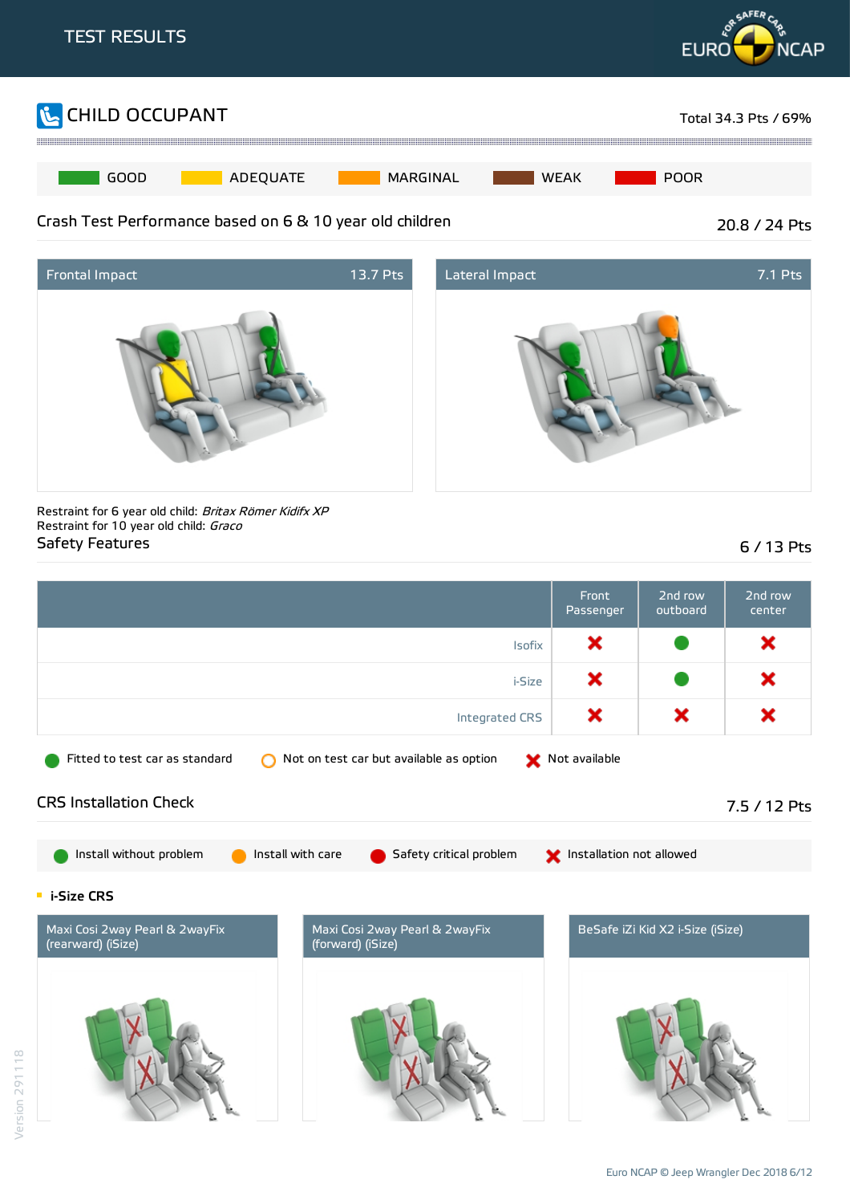TEST RESULTS

# CHILD OCCUPANT

Total 34.3 Pts / 69%

GOOD | ADEQUATE | MARGINAL | WEAK | POOR

## Crash Test Performance based on 6 & 10 year old children

20.8 / 24 Pts

| Frontal Impact | 13.7 Pts |
|---|---|

| Lateral Impact | 7.1 Pts |
|---|---|

Restraint for 6 year old child: *Britax Römer Kidifx XP*
Restraint for 10 year old child: *Graco*

## Safety Features

6 / 13 Pts

| | Front Passenger | 2nd row outboard | 2nd row center |
|---|---|---|---|
| Isofix | Not available | Fitted to test car as standard | Not available |
| i-Size | Not available | Fitted to test car as standard | Not available |
| Integrated CRS | Not available | Not available | Not available |

Fitted to test car as standard | Not on test car but available as option | Not available

## CRS Installation Check

7.5 / 12 Pts

Install without problem | Install with care | Safety critical problem | Installation not allowed

### i-Size CRS

- Maxi Cosi 2way Pearl & 2wayFix (rearward) (iSize)
- Maxi Cosi 2way Pearl & 2wayFix (forward) (iSize)
- BeSafe iZi Kid X2 i-Size (iSize)

Version 291118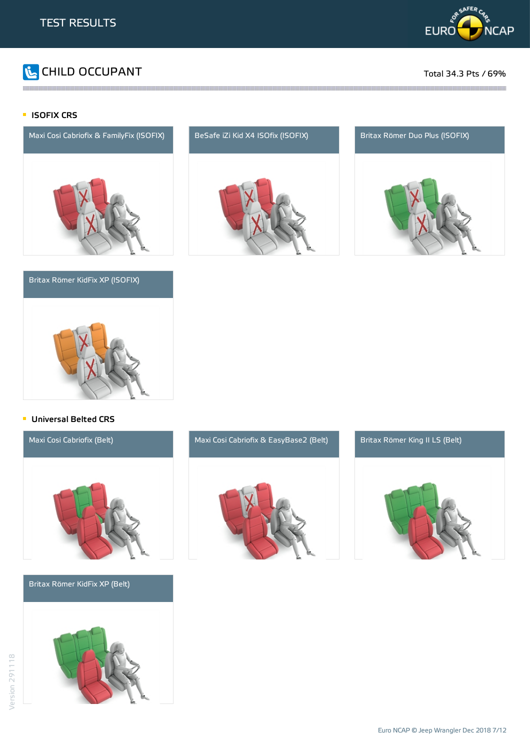# TEST RESULTS

## CHILD OCCUPANT

Total 34.3 Pts / 69%

### ISOFIX CRS

Maxi Cosi Cabriofix & FamilyFix (ISOFIX)

BeSafe iZi Kid X4 ISOfix (ISOFIX)

Britax Römer Duo Plus (ISOFIX)

Britax Römer KidFix XP (ISOFIX)

### Universal Belted CRS

Maxi Cosi Cabriofix (Belt)

Maxi Cosi Cabriofix & EasyBase2 (Belt)

Britax Römer King II LS (Belt)

Britax Römer KidFix XP (Belt)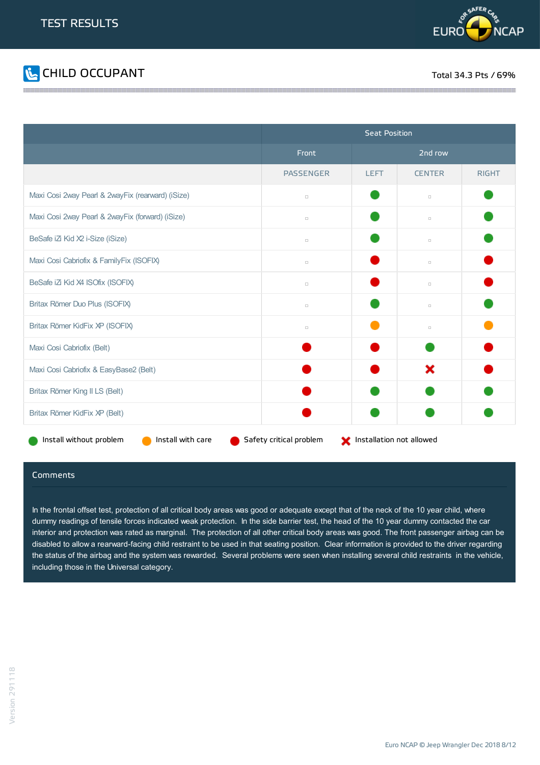# TEST RESULTS

## CHILD OCCUPANT

Total 34.3 Pts / 69%

| | Seat Position | | | |
|---|---|---|---|---|
| | Front | 2nd row | | |
| | PASSENGER | LEFT | CENTER | RIGHT |
| Maxi Cosi 2way Pearl & 2wayFix (rearward) (iSize) | ▫ | Install without problem | ▫ | Install without problem |
| Maxi Cosi 2way Pearl & 2wayFix (forward) (iSize) | ▫ | Install without problem | ▫ | Install without problem |
| BeSafe iZi Kid X2 i-Size (iSize) | ▫ | Install without problem | ▫ | Install without problem |
| Maxi Cosi Cabriofix & FamilyFix (ISOFIX) | ▫ | Safety critical problem | ▫ | Safety critical problem |
| BeSafe iZi Kid X4 ISOfix (ISOFIX) | ▫ | Safety critical problem | ▫ | Safety critical problem |
| Britax Römer Duo Plus (ISOFIX) | ▫ | Install without problem | ▫ | Install without problem |
| Britax Römer KidFix XP (ISOFIX) | ▫ | Install with care | ▫ | Install with care |
| Maxi Cosi Cabriofix (Belt) | Safety critical problem | Safety critical problem | Install without problem | Safety critical problem |
| Maxi Cosi Cabriofix & EasyBase2 (Belt) | Safety critical problem | Safety critical problem | Installation not allowed | Safety critical problem |
| Britax Römer King II LS (Belt) | Safety critical problem | Install without problem | Install without problem | Install without problem |
| Britax Römer KidFix XP (Belt) | Safety critical problem | Install without problem | Install without problem | Install without problem |

Install without problem — Install with care — Safety critical problem — Installation not allowed

### Comments

In the frontal offset test, protection of all critical body areas was good or adequate except that of the neck of the 10 year child, where dummy readings of tensile forces indicated weak protection. In the side barrier test, the head of the 10 year dummy contacted the car interior and protection was rated as marginal. The protection of all other critical body areas was good. The front passenger airbag can be disabled to allow a rearward-facing child restraint to be used in that seating position. Clear information is provided to the driver regarding the status of the airbag and the system was rewarded. Several problems were seen when installing several child restraints in the vehicle, including those in the Universal category.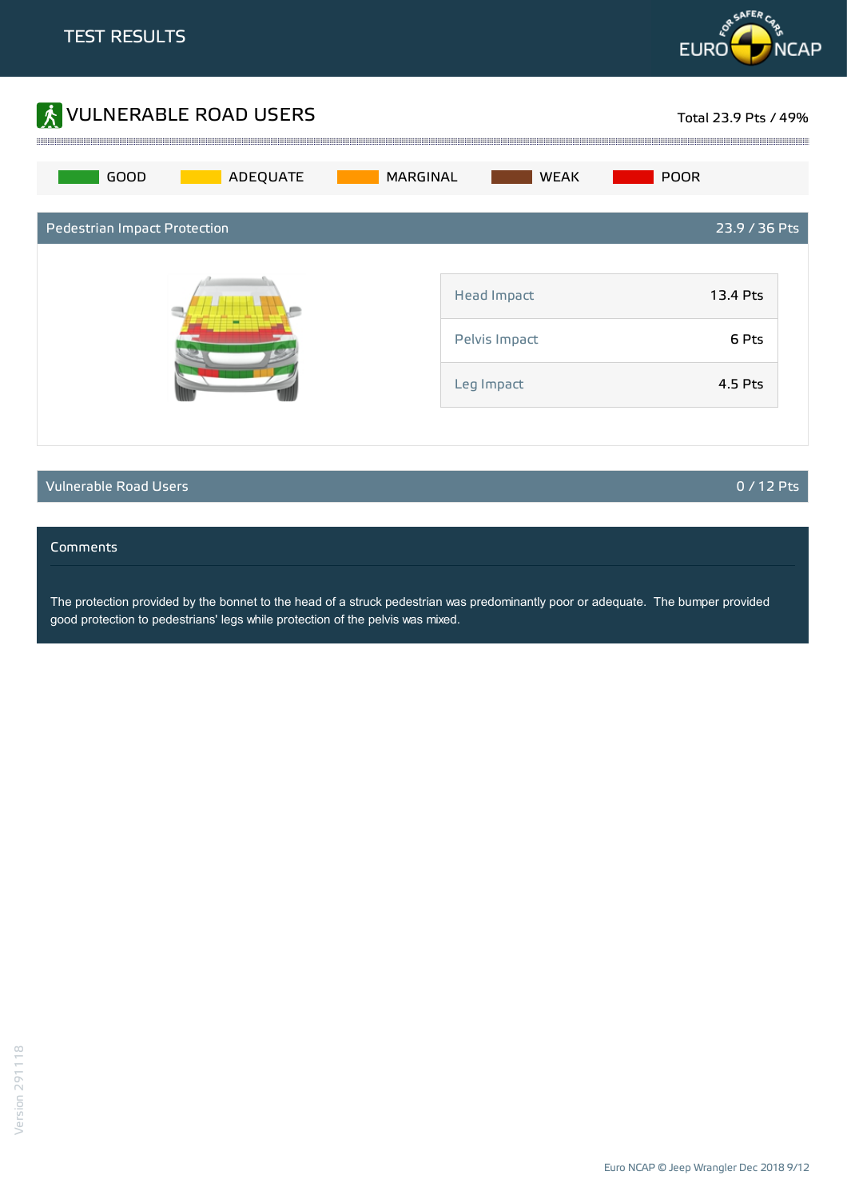# TEST RESULTS

## VULNERABLE ROAD USERS

Total 23.9 Pts / 49%

GOOD | ADEQUATE | MARGINAL | WEAK | POOR

### Pedestrian Impact Protection — 23.9 / 36 Pts

| | |
|---|---|
| Head Impact | 13.4 Pts |
| Pelvis Impact | 6 Pts |
| Leg Impact | 4.5 Pts |

### Vulnerable Road Users — 0 / 12 Pts

### Comments

The protection provided by the bonnet to the head of a struck pedestrian was predominantly poor or adequate. The bumper provided good protection to pedestrians' legs while protection of the pelvis was mixed.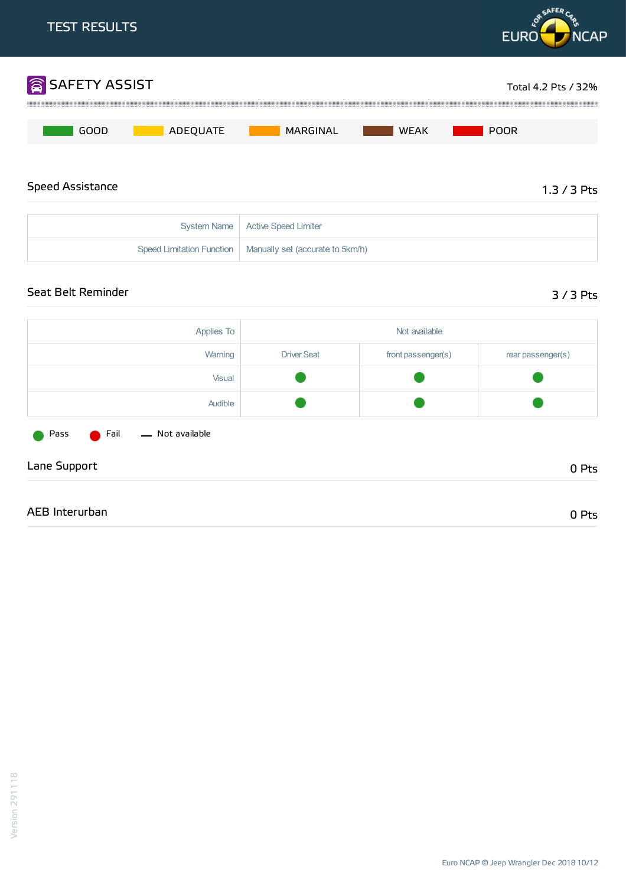# TEST RESULTS

## SAFETY ASSIST

Total 4.2 Pts / 32%

GOOD | ADEQUATE | MARGINAL | WEAK | POOR

### Speed Assistance

1.3 / 3 Pts

| | |
|---|---|
| System Name | Active Speed Limiter |
| Speed Limitation Function | Manually set (accurate to 5km/h) |

### Seat Belt Reminder

3 / 3 Pts

| Applies To | Not available | | |
|---|---|---|---|
| Warning | Driver Seat | front passenger(s) | rear passenger(s) |
| Visual | Pass | Pass | Pass |
| Audible | Pass | Pass | Pass |

Pass | Fail | — Not available

### Lane Support

0 Pts

### AEB Interurban

0 Pts

Euro NCAP © Jeep Wrangler Dec 2018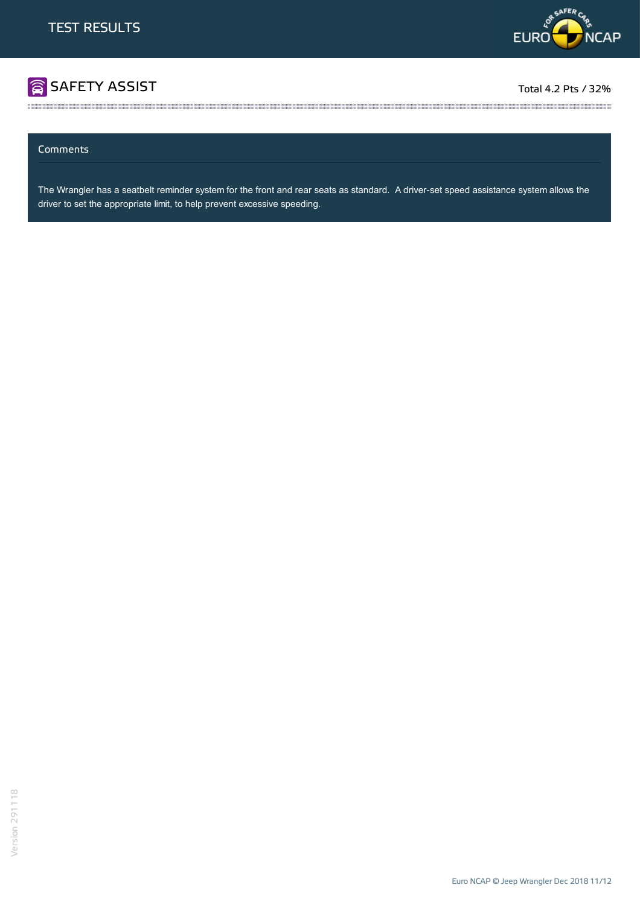# TEST RESULTS

## SAFETY ASSIST

Total 4.2 Pts / 32%

### Comments

The Wrangler has a seatbelt reminder system for the front and rear seats as standard. A driver-set speed assistance system allows the driver to set the appropriate limit, to help prevent excessive speeding.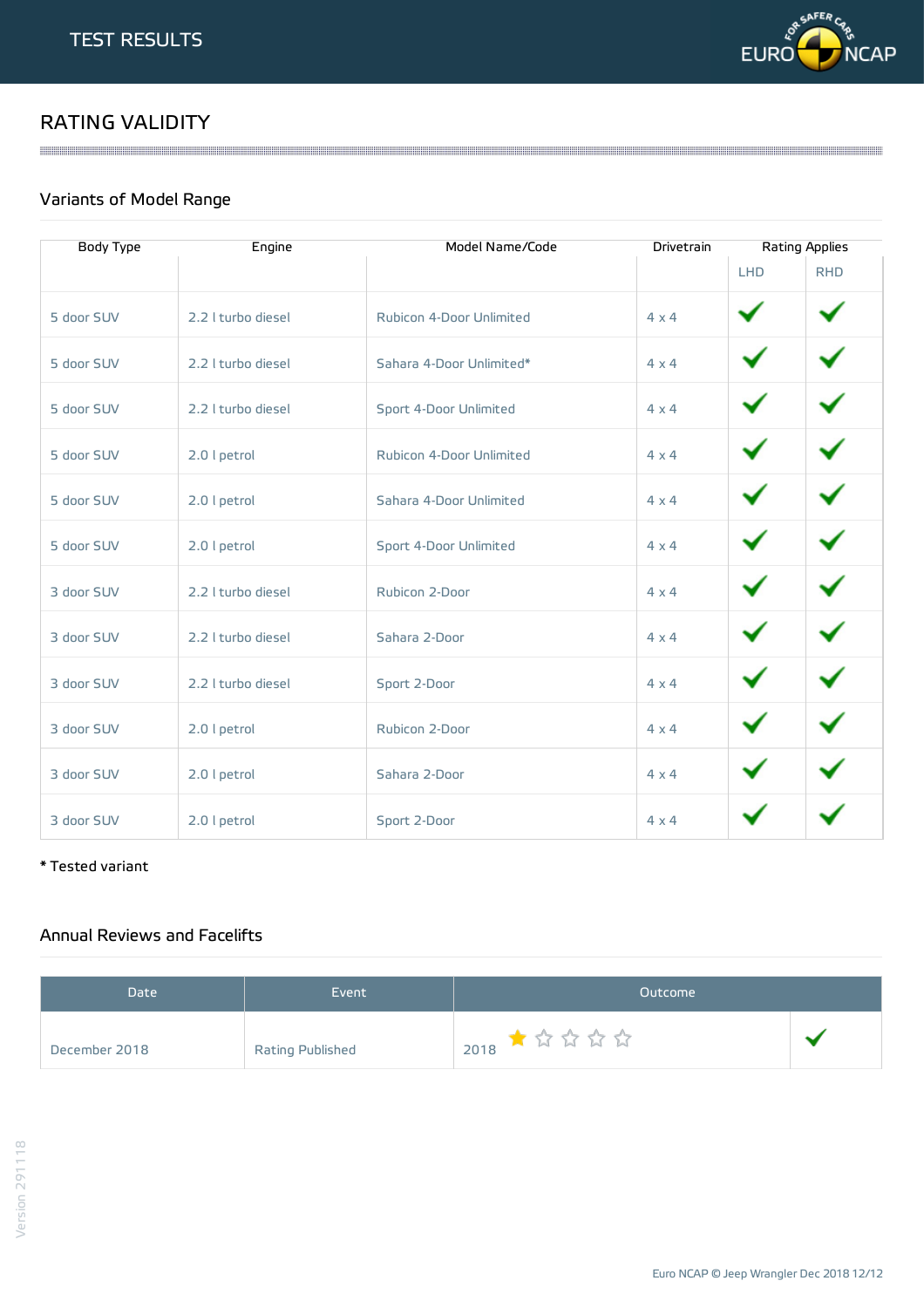# RATING VALIDITY

## Variants of Model Range

| Body Type | Engine | Model Name/Code | Drivetrain | Rating Applies | |
|---|---|---|---|---|---|
| | | | | LHD | RHD |
| 5 door SUV | 2.2 l turbo diesel | Rubicon 4-Door Unlimited | 4 x 4 | ✓ | ✓ |
| 5 door SUV | 2.2 l turbo diesel | Sahara 4-Door Unlimited* | 4 x 4 | ✓ | ✓ |
| 5 door SUV | 2.2 l turbo diesel | Sport 4-Door Unlimited | 4 x 4 | ✓ | ✓ |
| 5 door SUV | 2.0 l petrol | Rubicon 4-Door Unlimited | 4 x 4 | ✓ | ✓ |
| 5 door SUV | 2.0 l petrol | Sahara 4-Door Unlimited | 4 x 4 | ✓ | ✓ |
| 5 door SUV | 2.0 l petrol | Sport 4-Door Unlimited | 4 x 4 | ✓ | ✓ |
| 3 door SUV | 2.2 l turbo diesel | Rubicon 2-Door | 4 x 4 | ✓ | ✓ |
| 3 door SUV | 2.2 l turbo diesel | Sahara 2-Door | 4 x 4 | ✓ | ✓ |
| 3 door SUV | 2.2 l turbo diesel | Sport 2-Door | 4 x 4 | ✓ | ✓ |
| 3 door SUV | 2.0 l petrol | Rubicon 2-Door | 4 x 4 | ✓ | ✓ |
| 3 door SUV | 2.0 l petrol | Sahara 2-Door | 4 x 4 | ✓ | ✓ |
| 3 door SUV | 2.0 l petrol | Sport 2-Door | 4 x 4 | ✓ | ✓ |

* Tested variant

## Annual Reviews and Facelifts

| Date | Event | Outcome | |
|---|---|---|---|
| December 2018 | Rating Published | 2018 ★☆☆☆☆ | ✓ |